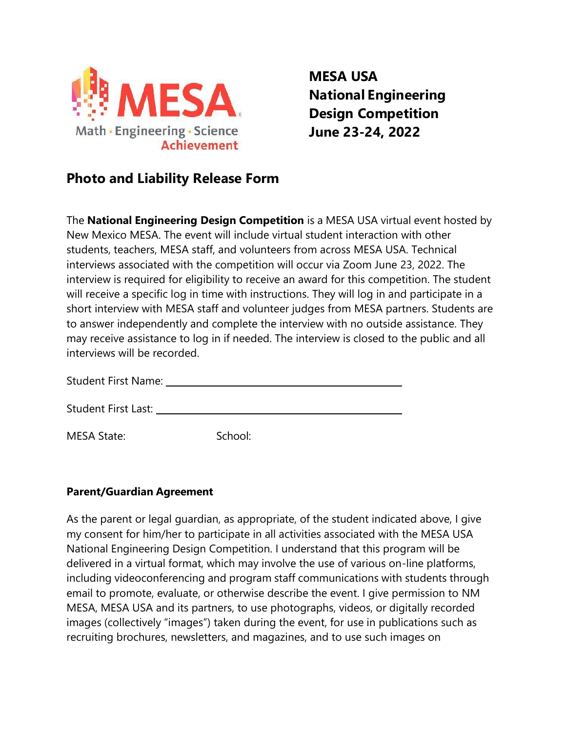Math · Engineering · Science Achievement

**MESA USA**
**National Engineering Design Competition**
**June 23-24, 2022**

## Photo and Liability Release Form

The **National Engineering Design Competition** is a MESA USA virtual event hosted by New Mexico MESA. The event will include virtual student interaction with other students, teachers, MESA staff, and volunteers from across MESA USA. Technical interviews associated with the competition will occur via Zoom June 23, 2022. The interview is required for eligibility to receive an award for this competition. The student will receive a specific log in time with instructions. They will log in and participate in a short interview with MESA staff and volunteer judges from MESA partners. Students are to answer independently and complete the interview with no outside assistance. They may receive assistance to log in if needed. The interview is closed to the public and all interviews will be recorded.

Student First Name: ______________________________

Student First Last: ______________________________

MESA State: School:

**Parent/Guardian Agreement**

As the parent or legal guardian, as appropriate, of the student indicated above, I give my consent for him/her to participate in all activities associated with the MESA USA National Engineering Design Competition. I understand that this program will be delivered in a virtual format, which may involve the use of various on-line platforms, including videoconferencing and program staff communications with students through email to promote, evaluate, or otherwise describe the event. I give permission to NM MESA, MESA USA and its partners, to use photographs, videos, or digitally recorded images (collectively "images") taken during the event, for use in publications such as recruiting brochures, newsletters, and magazines, and to use such images on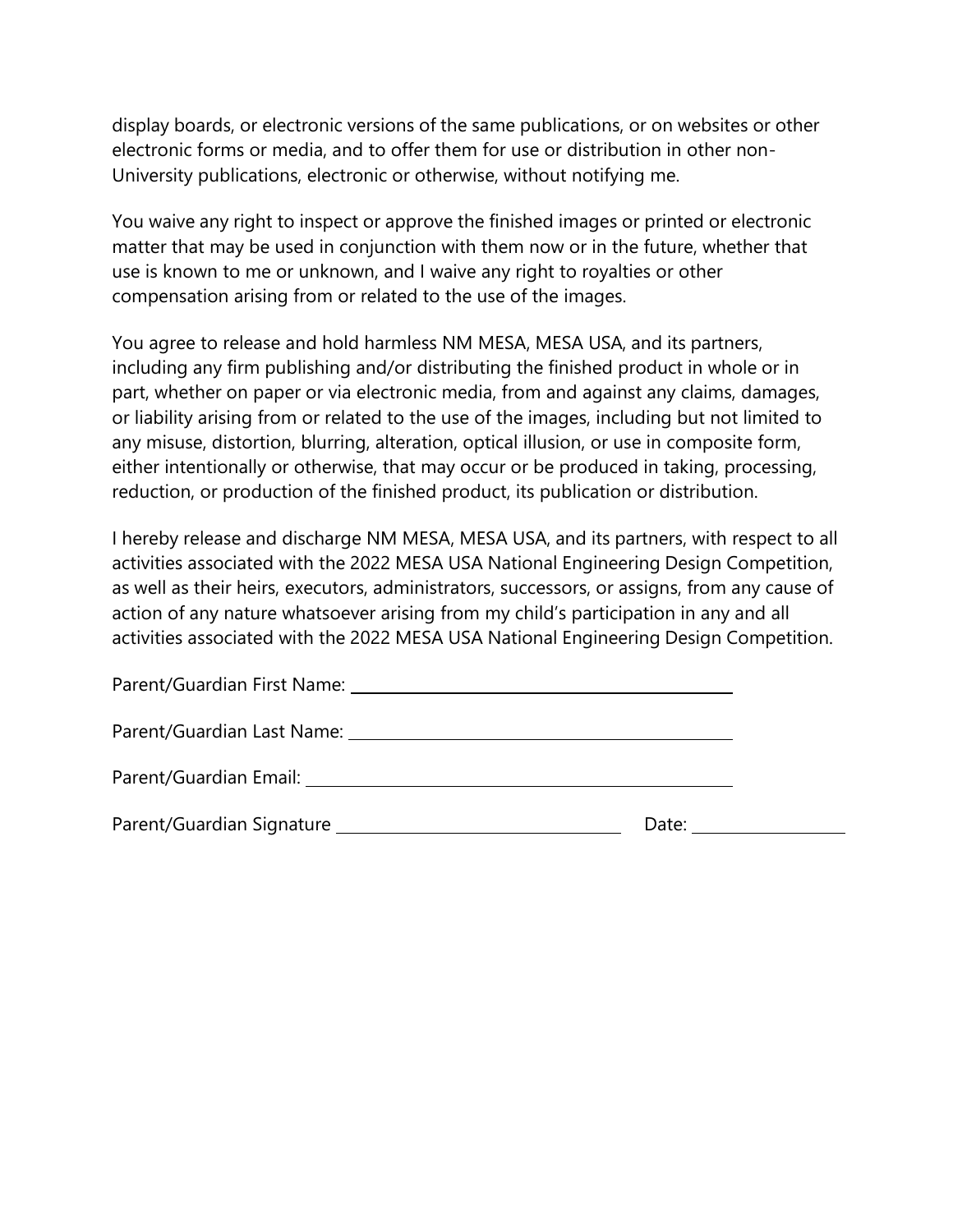display boards, or electronic versions of the same publications, or on websites or other electronic forms or media, and to offer them for use or distribution in other non-University publications, electronic or otherwise, without notifying me.

You waive any right to inspect or approve the finished images or printed or electronic matter that may be used in conjunction with them now or in the future, whether that use is known to me or unknown, and I waive any right to royalties or other compensation arising from or related to the use of the images.

You agree to release and hold harmless NM MESA, MESA USA, and its partners, including any firm publishing and/or distributing the finished product in whole or in part, whether on paper or via electronic media, from and against any claims, damages, or liability arising from or related to the use of the images, including but not limited to any misuse, distortion, blurring, alteration, optical illusion, or use in composite form, either intentionally or otherwise, that may occur or be produced in taking, processing, reduction, or production of the finished product, its publication or distribution.

I hereby release and discharge NM MESA, MESA USA, and its partners, with respect to all activities associated with the 2022 MESA USA National Engineering Design Competition, as well as their heirs, executors, administrators, successors, or assigns, from any cause of action of any nature whatsoever arising from my child's participation in any and all activities associated with the 2022 MESA USA National Engineering Design Competition.

Parent/Guardian First Name: ______________________________

Parent/Guardian Last Name: ______________________________

Parent/Guardian Email: ______________________________

Parent/Guardian Signature ______________________ Date: ____________